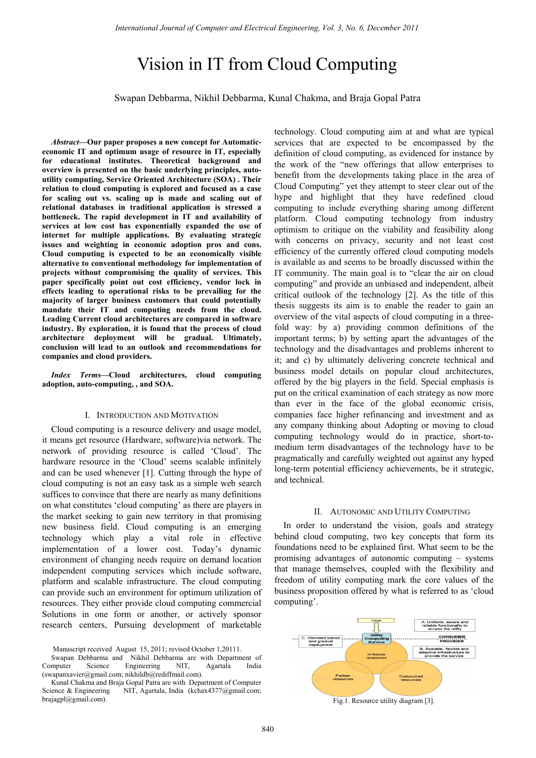# Vision in IT from Cloud Computing

Swapan Debbarma, Nikhil Debbarma, Kunal Chakma, and Braja Gopal Patra

***Abstract*—Our paper proposes a new concept for Automatic-economic IT and optimum usage of resource in IT, especially for educational institutes. Theoretical background and overview is presented on the basic underlying principles, auto-utility computing, Service Oriented Architecture (SOA) . Their relation to cloud computing is explored and focused as a case for scaling out vs. scaling up is made and scaling out of relational databases in traditional application is stressed a bottleneck. The rapid development in IT and availability of services at low cost has exponentially expanded the use of internet for multiple applications. By evaluating strategic issues and weighting in economic adoption pros and cons. Cloud computing is expected to be an economically visible alternative to conventional methodology for implementation of projects without compromising the quality of services. This paper specifically point out cost efficiency, vendor lock in effects leading to operational risks to be prevailing for the majority of larger business customers that could potentially mandate their IT and computing needs from the cloud. Leading Current cloud architectures are compared in software industry. By exploration, it is found that the process of cloud architecture deployment will be gradual. Ultimately, conclusion will lead to an outlook and recommendations for companies and cloud providers.**

***Index Terms*—Cloud architectures, cloud computing adoption, auto-computing, , and SOA.**

## I. Introduction and Motivation

Cloud computing is a resource delivery and usage model, it means get resource (Hardware, software)via network. The network of providing resource is called 'Cloud'. The hardware resource in the 'Cloud' seems scalable infinitely and can be used whenever [1]. Cutting through the hype of cloud computing is not an easy task as a simple web search suffices to convince that there are nearly as many definitions on what constitutes 'cloud computing' as there are players in the market seeking to gain new territory in that promising new business field. Cloud computing is an emerging technology which play a vital role in effective implementation of a lower cost. Today's dynamic environment of changing needs require on demand location independent computing services which include software, platform and scalable infrastructure. The cloud computing can provide such an environment for optimum utilization of resources. They either provide cloud computing commercial Solutions in one form or another, or actively sponsor research centers, Pursuing development of marketable technology. Cloud computing aim at and what are typical services that are expected to be encompassed by the definition of cloud computing, as evidenced for instance by the work of the "new offerings that allow enterprises to benefit from the developments taking place in the area of Cloud Computing" yet they attempt to steer clear out of the hype and highlight that they have redefined cloud computing to include everything sharing among different platform. Cloud computing technology from industry optimism to critique on the viability and feasibility along with concerns on privacy, security and not least cost efficiency of the currently offered cloud computing models is available as and seems to be broadly discussed within the IT community. The main goal is to "clear the air on cloud computing" and provide an unbiased and independent, albeit critical outlook of the technology [2]. As the title of this thesis suggests its aim is to enable the reader to gain an overview of the vital aspects of cloud computing in a three-fold way: by a) providing common definitions of the important terms; b) by setting apart the advantages of the technology and the disadvantages and problems inherent to it; and c) by ultimately delivering concrete technical and business model details on popular cloud architectures, offered by the big players in the field. Special emphasis is put on the critical examination of each strategy as now more than ever in the face of the global economic crisis, companies face higher refinancing and investment and as any company thinking about Adopting or moving to cloud computing technology would do in practice, short-to-medium term disadvantages of the technology have to be pragmatically and carefully weighted out against any hyped long-term potential efficiency achievements, be it strategic, and technical.

Manuscript received August 15, 2011; revised October 1,20111.

Swapan Debbarma and Nikhil Debbarma are with Department of Computer Science Engineering NIT, Agartala India (swapanxavier@gmail.com; nikhildb@rediffmail.com).

Kunal Chakma and Braja Gopal Patra are with Department of Computer Science & Engineering NIT, Agartala, India (kchax4377@gmail.com; brajagpl@gmail.com).

## II. Autonomic and Utility Computing

In order to understand the vision, goals and strategy behind cloud computing, two key concepts that form its foundations need to be explained first. What seem to be the promising advantages of autonomic computing – systems that manage themselves, coupled with the flexibility and freedom of utility computing mark the core values of the business proposition offered by what is referred to as 'cloud computing'.

Fig.1. Resource utility diagram [3].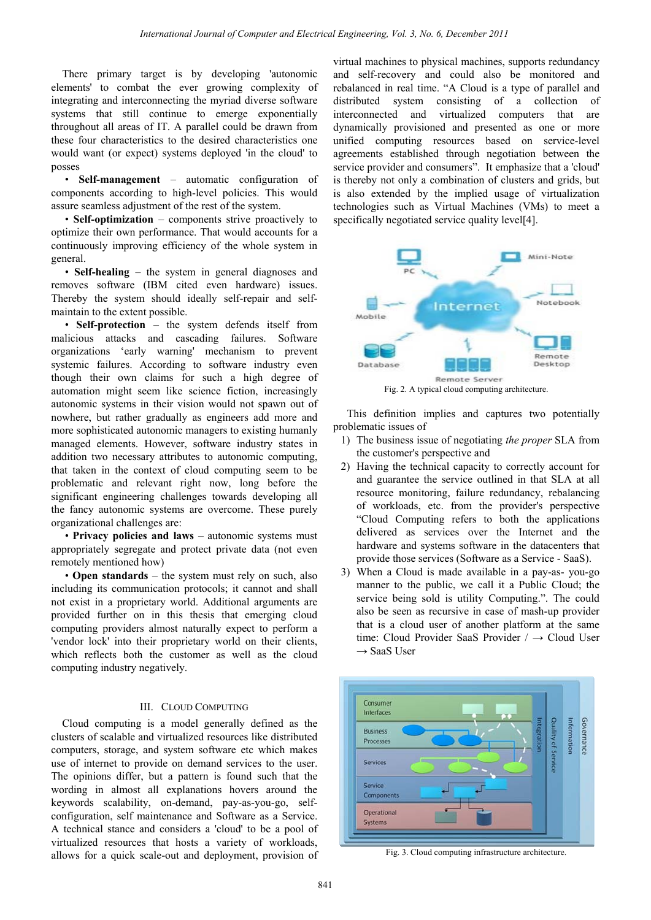There primary target is by developing 'autonomic elements' to combat the ever growing complexity of integrating and interconnecting the myriad diverse software systems that still continue to emerge exponentially throughout all areas of IT. A parallel could be drawn from these four characteristics to the desired characteristics one would want (or expect) systems deployed 'in the cloud' to posses

- **Self-management** – automatic configuration of components according to high-level policies. This would assure seamless adjustment of the rest of the system.
- **Self-optimization** – components strive proactively to optimize their own performance. That would accounts for a continuously improving efficiency of the whole system in general.
- **Self-healing** – the system in general diagnoses and removes software (IBM cited even hardware) issues. Thereby the system should ideally self-repair and self-maintain to the extent possible.
- **Self-protection** – the system defends itself from malicious attacks and cascading failures. Software organizations 'early warning' mechanism to prevent systemic failures. According to software industry even though their own claims for such a high degree of automation might seem like science fiction, increasingly autonomic systems in their vision would not spawn out of nowhere, but rather gradually as engineers add more and more sophisticated autonomic managers to existing humanly managed elements. However, software industry states in addition two necessary attributes to autonomic computing, that taken in the context of cloud computing seem to be problematic and relevant right now, long before the significant engineering challenges towards developing all the fancy autonomic systems are overcome. These purely organizational challenges are:
- **Privacy policies and laws** – autonomic systems must appropriately segregate and protect private data (not even remotely mentioned how)
- **Open standards** – the system must rely on such, also including its communication protocols; it cannot and shall not exist in a proprietary world. Additional arguments are provided further on in this thesis that emerging cloud computing providers almost naturally expect to perform a 'vendor lock' into their proprietary world on their clients, which reflects both the customer as well as the cloud computing industry negatively.

## III. Cloud Computing

Cloud computing is a model generally defined as the clusters of scalable and virtualized resources like distributed computers, storage, and system software etc which makes use of internet to provide on demand services to the user. The opinions differ, but a pattern is found such that the wording in almost all explanations hovers around the keywords scalability, on-demand, pay-as-you-go, self-configuration, self maintenance and Software as a Service. A technical stance and considers a 'cloud' to be a pool of virtualized resources that hosts a variety of workloads, allows for a quick scale-out and deployment, provision of virtual machines to physical machines, supports redundancy and self-recovery and could also be monitored and rebalanced in real time. "A Cloud is a type of parallel and distributed system consisting of a collection of interconnected and virtualized computers that are dynamically provisioned and presented as one or more unified computing resources based on service-level agreements established through negotiation between the service provider and consumers". It emphasize that a 'cloud' is thereby not only a combination of clusters and grids, but is also extended by the implied usage of virtualization technologies such as Virtual Machines (VMs) to meet a specifically negotiated service quality level[4].

Fig. 2. A typical cloud computing architecture.

This definition implies and captures two potentially problematic issues of

1) The business issue of negotiating *the proper* SLA from the customer's perspective and
2) Having the technical capacity to correctly account for and guarantee the service outlined in that SLA at all resource monitoring, failure redundancy, rebalancing of workloads, etc. from the provider's perspective "Cloud Computing refers to both the applications delivered as services over the Internet and the hardware and systems software in the datacenters that provide those services (Software as a Service - SaaS).
3) When a Cloud is made available in a pay-as- you-go manner to the public, we call it a Public Cloud; the service being sold is utility Computing.". The could also be seen as recursive in case of mash-up provider that is a cloud user of another platform at the same time: Cloud Provider SaaS Provider / → Cloud User → SaaS User

Fig. 3. Cloud computing infrastructure architecture.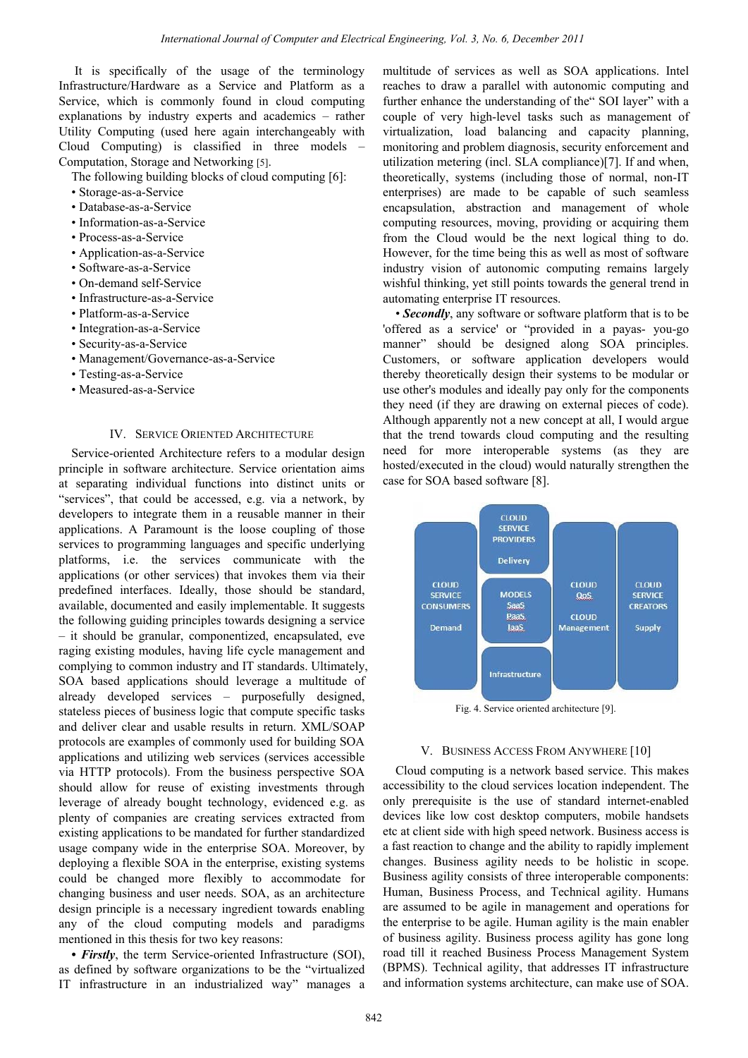It is specifically of the usage of the terminology Infrastructure/Hardware as a Service and Platform as a Service, which is commonly found in cloud computing explanations by industry experts and academics – rather Utility Computing (used here again interchangeably with Cloud Computing) is classified in three models – Computation, Storage and Networking [5].

The following building blocks of cloud computing [6]:

- Storage-as-a-Service
- Database-as-a-Service
- Information-as-a-Service
- Process-as-a-Service
- Application-as-a-Service
- Software-as-a-Service
- On-demand self-Service
- Infrastructure-as-a-Service
- Platform-as-a-Service
- Integration-as-a-Service
- Security-as-a-Service
- Management/Governance-as-a-Service
- Testing-as-a-Service
- Measured-as-a-Service

## IV. Service Oriented Architecture

Service-oriented Architecture refers to a modular design principle in software architecture. Service orientation aims at separating individual functions into distinct units or "services", that could be accessed, e.g. via a network, by developers to integrate them in a reusable manner in their applications. A Paramount is the loose coupling of those services to programming languages and specific underlying platforms, i.e. the services communicate with the applications (or other services) that invokes them via their predefined interfaces. Ideally, those should be standard, available, documented and easily implementable. It suggests the following guiding principles towards designing a service – it should be granular, componentized, encapsulated, eve raging existing modules, having life cycle management and complying to common industry and IT standards. Ultimately, SOA based applications should leverage a multitude of already developed services – purposefully designed, stateless pieces of business logic that compute specific tasks and deliver clear and usable results in return. XML/SOAP protocols are examples of commonly used for building SOA applications and utilizing web services (services accessible via HTTP protocols). From the business perspective SOA should allow for reuse of existing investments through leverage of already bought technology, evidenced e.g. as plenty of companies are creating services extracted from existing applications to be mandated for further standardized usage company wide in the enterprise SOA. Moreover, by deploying a flexible SOA in the enterprise, existing systems could be changed more flexibly to accommodate for changing business and user needs. SOA, as an architecture design principle is a necessary ingredient towards enabling any of the cloud computing models and paradigms mentioned in this thesis for two key reasons:

- ***Firstly***, the term Service-oriented Infrastructure (SOI), as defined by software organizations to be the "virtualized IT infrastructure in an industrialized way" manages a multitude of services as well as SOA applications. Intel reaches to draw a parallel with autonomic computing and further enhance the understanding of the" SOI layer" with a couple of very high-level tasks such as management of virtualization, load balancing and capacity planning, monitoring and problem diagnosis, security enforcement and utilization metering (incl. SLA compliance)[7]. If and when, theoretically, systems (including those of normal, non-IT enterprises) are made to be capable of such seamless encapsulation, abstraction and management of whole computing resources, moving, providing or acquiring them from the Cloud would be the next logical thing to do. However, for the time being this as well as most of software industry vision of autonomic computing remains largely wishful thinking, yet still points towards the general trend in automating enterprise IT resources.
- ***Secondly***, any software or software platform that is to be 'offered as a service' or "provided in a payas- you-go manner" should be designed along SOA principles. Customers, or software application developers would thereby theoretically design their systems to be modular or use other's modules and ideally pay only for the components they need (if they are drawing on external pieces of code). Although apparently not a new concept at all, I would argue that the trend towards cloud computing and the resulting need for more interoperable systems (as they are hosted/executed in the cloud) would naturally strengthen the case for SOA based software [8].

| CLOUD SERVICE CONSUMERS Demand | CLOUD SERVICE PROVIDERS Delivery / MODELS SaaS PaaS IaaS / Infrastructure | CLOUD QoS CLOUD Management | CLOUD SERVICE CREATORS Supply |
|---|---|---|---|

Fig. 4. Service oriented architecture [9].

## V. Business Access From Anywhere [10]

Cloud computing is a network based service. This makes accessibility to the cloud services location independent. The only prerequisite is the use of standard internet-enabled devices like low cost desktop computers, mobile handsets etc at client side with high speed network. Business access is a fast reaction to change and the ability to rapidly implement changes. Business agility needs to be holistic in scope. Business agility consists of three interoperable components: Human, Business Process, and Technical agility. Humans are assumed to be agile in management and operations for the enterprise to be agile. Human agility is the main enabler of business agility. Business process agility has gone long road till it reached Business Process Management System (BPMS). Technical agility, that addresses IT infrastructure and information systems architecture, can make use of SOA.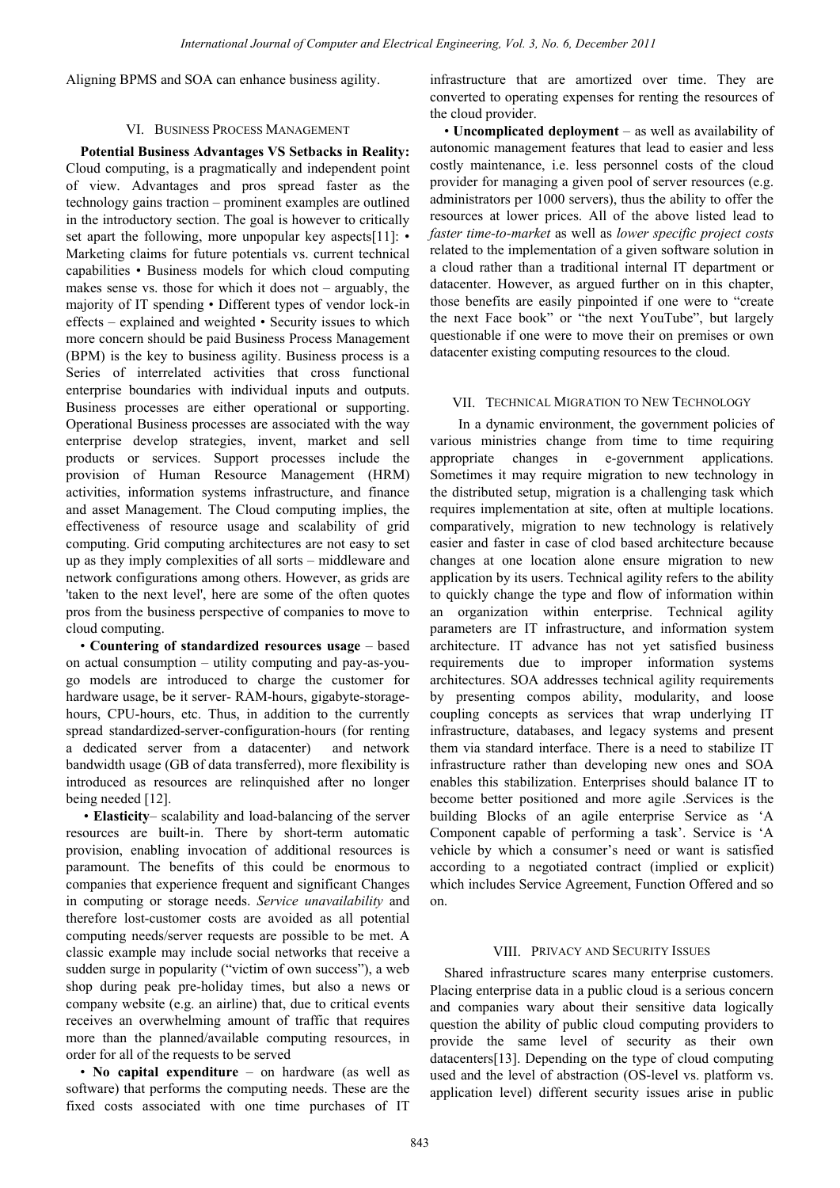Aligning BPMS and SOA can enhance business agility.

## VI. Business Process Management

**Potential Business Advantages VS Setbacks in Reality:** Cloud computing, is a pragmatically and independent point of view. Advantages and pros spread faster as the technology gains traction – prominent examples are outlined in the introductory section. The goal is however to critically set apart the following, more unpopular key aspects[11]: • Marketing claims for future potentials vs. current technical capabilities • Business models for which cloud computing makes sense vs. those for which it does not – arguably, the majority of IT spending • Different types of vendor lock-in effects – explained and weighted • Security issues to which more concern should be paid Business Process Management (BPM) is the key to business agility. Business process is a Series of interrelated activities that cross functional enterprise boundaries with individual inputs and outputs. Business processes are either operational or supporting. Operational Business processes are associated with the way enterprise develop strategies, invent, market and sell products or services. Support processes include the provision of Human Resource Management (HRM) activities, information systems infrastructure, and finance and asset Management. The Cloud computing implies, the effectiveness of resource usage and scalability of grid computing. Grid computing architectures are not easy to set up as they imply complexities of all sorts – middleware and network configurations among others. However, as grids are 'taken to the next level', here are some of the often quotes pros from the business perspective of companies to move to cloud computing.

• **Countering of standardized resources usage** – based on actual consumption – utility computing and pay-as-you-go models are introduced to charge the customer for hardware usage, be it server- RAM-hours, gigabyte-storage-hours, CPU-hours, etc. Thus, in addition to the currently spread standardized-server-configuration-hours (for renting a dedicated server from a datacenter) and network bandwidth usage (GB of data transferred), more flexibility is introduced as resources are relinquished after no longer being needed [12].

• **Elasticity**– scalability and load-balancing of the server resources are built-in. There by short-term automatic provision, enabling invocation of additional resources is paramount. The benefits of this could be enormous to companies that experience frequent and significant Changes in computing or storage needs. *Service unavailability* and therefore lost-customer costs are avoided as all potential computing needs/server requests are possible to be met. A classic example may include social networks that receive a sudden surge in popularity ("victim of own success"), a web shop during peak pre-holiday times, but also a news or company website (e.g. an airline) that, due to critical events receives an overwhelming amount of traffic that requires more than the planned/available computing resources, in order for all of the requests to be served

• **No capital expenditure** – on hardware (as well as software) that performs the computing needs. These are the fixed costs associated with one time purchases of IT infrastructure that are amortized over time. They are converted to operating expenses for renting the resources of the cloud provider.

• **Uncomplicated deployment** – as well as availability of autonomic management features that lead to easier and less costly maintenance, i.e. less personnel costs of the cloud provider for managing a given pool of server resources (e.g. administrators per 1000 servers), thus the ability to offer the resources at lower prices. All of the above listed lead to *faster time-to-market* as well as *lower specific project costs* related to the implementation of a given software solution in a cloud rather than a traditional internal IT department or datacenter. However, as argued further on in this chapter, those benefits are easily pinpointed if one were to "create the next Face book" or "the next YouTube", but largely questionable if one were to move their on premises or own datacenter existing computing resources to the cloud.

## VII. Technical Migration to New Technology

In a dynamic environment, the government policies of various ministries change from time to time requiring appropriate changes in e-government applications. Sometimes it may require migration to new technology in the distributed setup, migration is a challenging task which requires implementation at site, often at multiple locations. comparatively, migration to new technology is relatively easier and faster in case of clod based architecture because changes at one location alone ensure migration to new application by its users. Technical agility refers to the ability to quickly change the type and flow of information within an organization within enterprise. Technical agility parameters are IT infrastructure, and information system architecture. IT advance has not yet satisfied business requirements due to improper information systems architectures. SOA addresses technical agility requirements by presenting compos ability, modularity, and loose coupling concepts as services that wrap underlying IT infrastructure, databases, and legacy systems and present them via standard interface. There is a need to stabilize IT infrastructure rather than developing new ones and SOA enables this stabilization. Enterprises should balance IT to become better positioned and more agile .Services is the building Blocks of an agile enterprise Service as 'A Component capable of performing a task'. Service is 'A vehicle by which a consumer's need or want is satisfied according to a negotiated contract (implied or explicit) which includes Service Agreement, Function Offered and so on.

## VIII. Privacy and Security Issues

Shared infrastructure scares many enterprise customers. Placing enterprise data in a public cloud is a serious concern and companies wary about their sensitive data logically question the ability of public cloud computing providers to provide the same level of security as their own datacenters[13]. Depending on the type of cloud computing used and the level of abstraction (OS-level vs. platform vs. application level) different security issues arise in public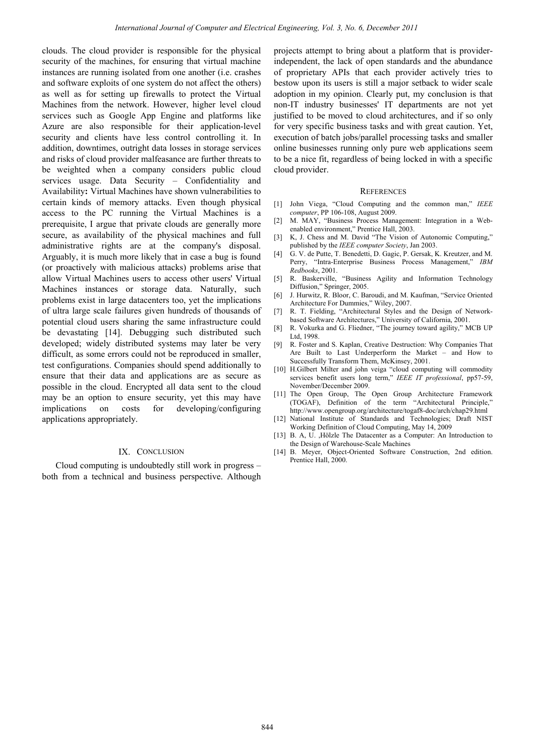clouds. The cloud provider is responsible for the physical security of the machines, for ensuring that virtual machine instances are running isolated from one another (i.e. crashes and software exploits of one system do not affect the others) as well as for setting up firewalls to protect the Virtual Machines from the network. However, higher level cloud services such as Google App Engine and platforms like Azure are also responsible for their application-level security and clients have less control controlling it. In addition, downtimes, outright data losses in storage services and risks of cloud provider malfeasance are further threats to be weighted when a company considers public cloud services usage. Data Security – Confidentiality and Availability**:** Virtual Machines have shown vulnerabilities to certain kinds of memory attacks. Even though physical access to the PC running the Virtual Machines is a prerequisite, I argue that private clouds are generally more secure, as availability of the physical machines and full administrative rights are at the company's disposal. Arguably, it is much more likely that in case a bug is found (or proactively with malicious attacks) problems arise that allow Virtual Machines users to access other users' Virtual Machines instances or storage data. Naturally, such problems exist in large datacenters too, yet the implications of ultra large scale failures given hundreds of thousands of potential cloud users sharing the same infrastructure could be devastating [14]. Debugging such distributed such developed; widely distributed systems may later be very difficult, as some errors could not be reproduced in smaller, test configurations. Companies should spend additionally to ensure that their data and applications are as secure as possible in the cloud. Encrypted all data sent to the cloud may be an option to ensure security, yet this may have implications on costs for developing/configuring applications appropriately.

## IX. Conclusion

Cloud computing is undoubtedly still work in progress – both from a technical and business perspective. Although projects attempt to bring about a platform that is provider-independent, the lack of open standards and the abundance of proprietary APIs that each provider actively tries to bestow upon its users is still a major setback to wider scale adoption in my opinion. Clearly put, my conclusion is that non-IT industry businesses' IT departments are not yet justified to be moved to cloud architectures, and if so only for very specific business tasks and with great caution. Yet, execution of batch jobs/parallel processing tasks and smaller online businesses running only pure web applications seem to be a nice fit, regardless of being locked in with a specific cloud provider.

## References

[1] John Viega, "Cloud Computing and the common man," *IEEE computer*, PP 106-108, August 2009.

[2] M. MAY, "Business Process Management: Integration in a Web-enabled environment," Prentice Hall, 2003.

[3] K, J. Chess and M. David "The Vision of Autonomic Computing," published by the *IEEE computer Society*, Jan 2003.

[4] G. V. de Putte, T. Benedetti, D. Gagic, P. Gersak, K. Kreutzer, and M. Perry, "Intra-Enterprise Business Process Management," *IBM Redbooks*, 2001.

[5] R. Baskerville, "Business Agility and Information Technology Diffusion," Springer, 2005.

[6] J. Hurwitz, R. Bloor, C. Baroudi, and M. Kaufman, "Service Oriented Architecture For Dummies," Wiley, 2007.

[7] R. T. Fielding, "Architectural Styles and the Design of Network-based Software Architectures," University of California, 2001.

[8] R. Vokurka and G. Fliedner, "The journey toward agility," MCB UP Ltd, 1998.

[9] R. Foster and S. Kaplan, Creative Destruction: Why Companies That Are Built to Last Underperform the Market – and How to Successfully Transform Them, McKinsey, 2001.

[10] H.Gilbert Milter and john veiga "cloud computing will commodity services benefit users long term," *IEEE IT professional*, pp57-59, November/December 2009.

[11] The Open Group, The Open Group Architecture Framework (TOGAF), Definition of the term "Architectural Principle," http://www.opengroup.org/architecture/togaf8-doc/arch/chap29.html

[12] National Institute of Standards and Technologies; Draft NIST Working Definition of Cloud Computing, May 14, 2009

[13] B. A, U. ,Hölzle The Datacenter as a Computer: An Introduction to the Design of Warehouse-Scale Machines

[14] B. Meyer, Object-Oriented Software Construction, 2nd edition. Prentice Hall, 2000.